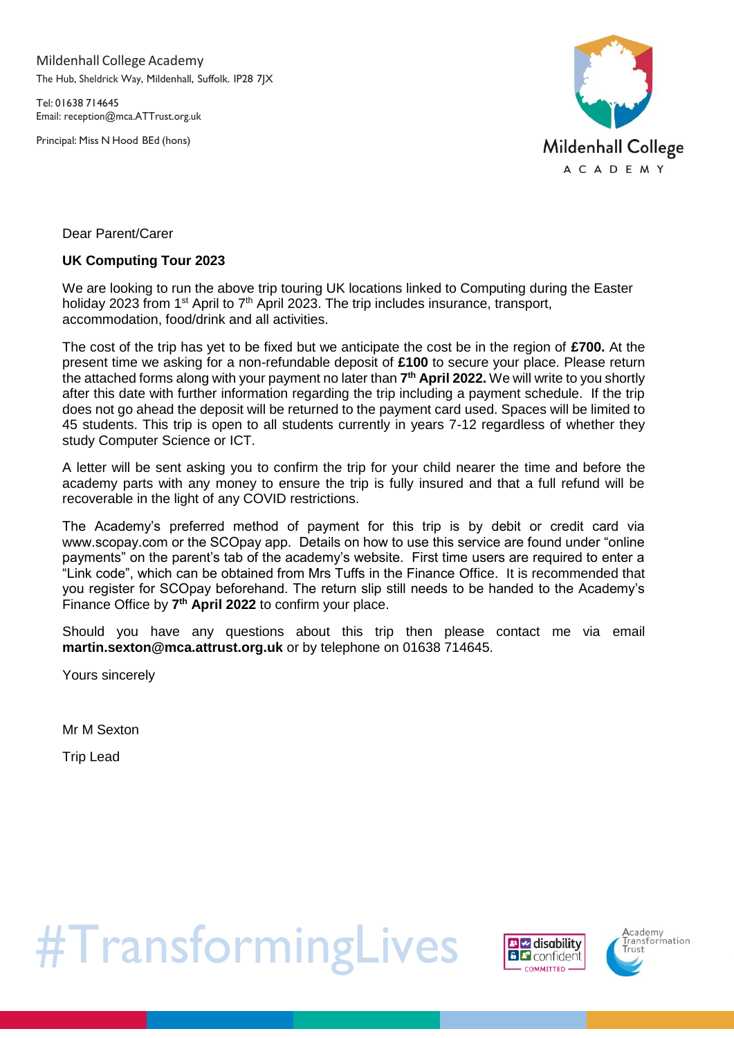Mildenhall College Academy
The Hub, Sheldrick Way, Mildenhall, Suffolk. IP28 7JX

Tel: 01638 714645
Email: reception@mca.ATTrust.org.uk

Principal: Miss N Hood BEd (hons)

Mildenhall College ACADEMY

Dear Parent/Carer

**UK Computing Tour 2023**

We are looking to run the above trip touring UK locations linked to Computing during the Easter holiday 2023 from 1st April to 7th April 2023. The trip includes insurance, transport, accommodation, food/drink and all activities.

The cost of the trip has yet to be fixed but we anticipate the cost be in the region of **£700.** At the present time we asking for a non-refundable deposit of **£100** to secure your place. Please return the attached forms along with your payment no later than **7th April 2022.** We will write to you shortly after this date with further information regarding the trip including a payment schedule. If the trip does not go ahead the deposit will be returned to the payment card used. Spaces will be limited to 45 students. This trip is open to all students currently in years 7-12 regardless of whether they study Computer Science or ICT.

A letter will be sent asking you to confirm the trip for your child nearer the time and before the academy parts with any money to ensure the trip is fully insured and that a full refund will be recoverable in the light of any COVID restrictions.

The Academy's preferred method of payment for this trip is by debit or credit card via www.scopay.com or the SCOpay app. Details on how to use this service are found under "online payments" on the parent's tab of the academy's website. First time users are required to enter a "Link code", which can be obtained from Mrs Tuffs in the Finance Office. It is recommended that you register for SCOpay beforehand. The return slip still needs to be handed to the Academy's Finance Office by **7th April 2022** to confirm your place.

Should you have any questions about this trip then please contact me via email **martin.sexton@mca.attrust.org.uk** or by telephone on 01638 714645.

Yours sincerely

Mr M Sexton

Trip Lead

#TransformingLives

disability confident COMMITTED

Academy Transformation Trust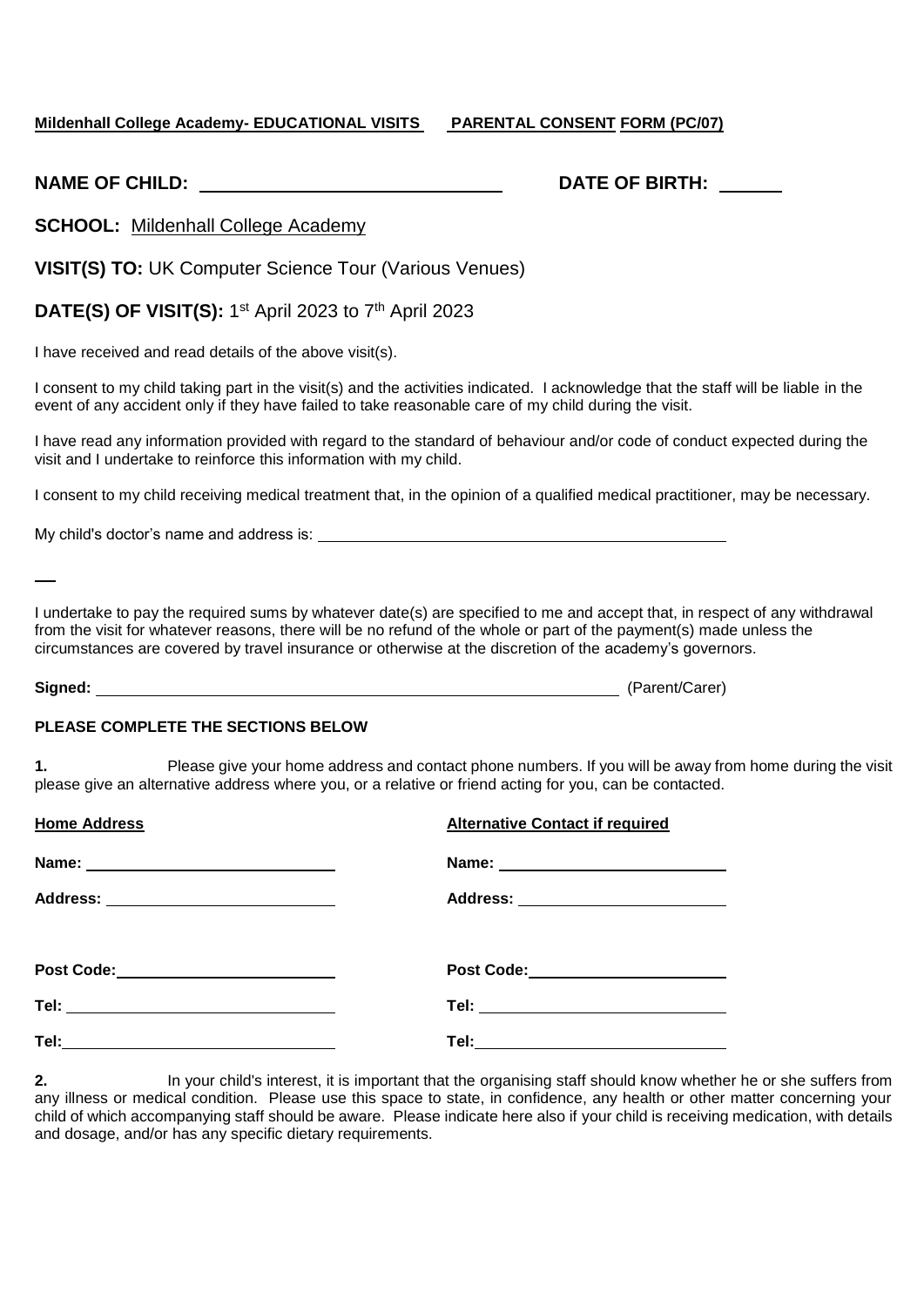**Mildenhall College Academy- EDUCATIONAL VISITS** **PARENTAL CONSENT FORM (PC/07)**

**NAME OF CHILD:** ______________________________ **DATE OF BIRTH:** ______

**SCHOOL:** Mildenhall College Academy

**VISIT(S) TO:** UK Computer Science Tour (Various Venues)

**DATE(S) OF VISIT(S):** 1st April 2023 to 7th April 2023

I have received and read details of the above visit(s).

I consent to my child taking part in the visit(s) and the activities indicated. I acknowledge that the staff will be liable in the event of any accident only if they have failed to take reasonable care of my child during the visit.

I have read any information provided with regard to the standard of behaviour and/or code of conduct expected during the visit and I undertake to reinforce this information with my child.

I consent to my child receiving medical treatment that, in the opinion of a qualified medical practitioner, may be necessary.

My child's doctor's name and address is: ______________________________________________

I undertake to pay the required sums by whatever date(s) are specified to me and accept that, in respect of any withdrawal from the visit for whatever reasons, there will be no refund of the whole or part of the payment(s) made unless the circumstances are covered by travel insurance or otherwise at the discretion of the academy's governors.

**Signed:** ______________________________________________ (Parent/Carer)

**PLEASE COMPLETE THE SECTIONS BELOW**

**1.** Please give your home address and contact phone numbers. If you will be away from home during the visit please give an alternative address where you, or a relative or friend acting for you, can be contacted.

| **Home Address** | **Alternative Contact if required** |
|---|---|
| **Name:** ____________________ | **Name:** ____________________ |
| **Address:** ____________________ | **Address:** ____________________ |
| **Post Code:** ____________________ | **Post Code:** ____________________ |
| **Tel:** ____________________ | **Tel:** ____________________ |
| **Tel:** ____________________ | **Tel:** ____________________ |

**2.** In your child's interest, it is important that the organising staff should know whether he or she suffers from any illness or medical condition. Please use this space to state, in confidence, any health or other matter concerning your child of which accompanying staff should be aware. Please indicate here also if your child is receiving medication, with details and dosage, and/or has any specific dietary requirements.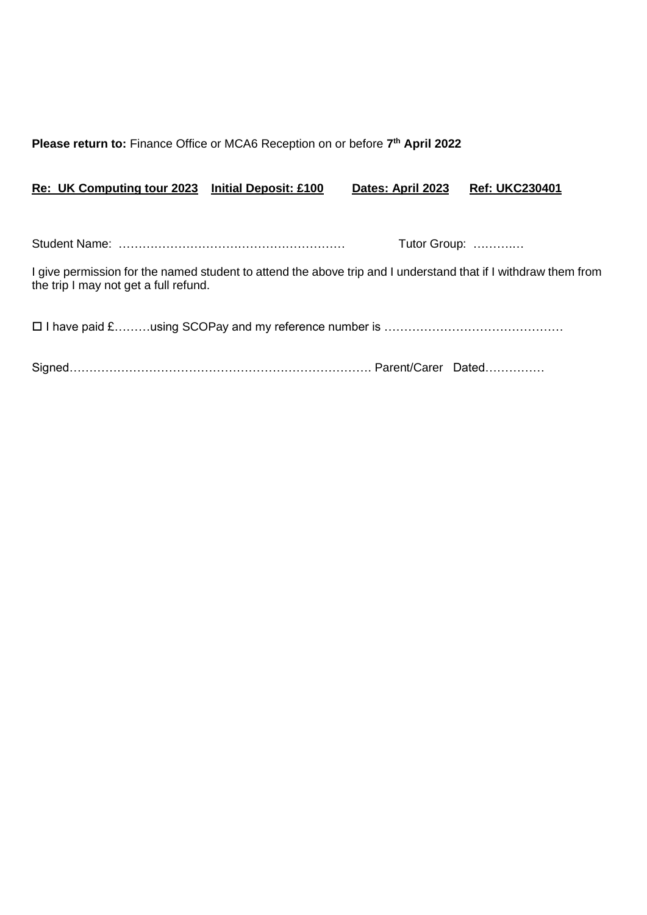**Please return to:** Finance Office or MCA6 Reception on or before **7th April 2022**

**Re: UK Computing tour 2023** **Initial Deposit: £100** **Dates: April 2023** **Ref: UKC230401**

Student Name: ………………………………………………… Tutor Group: …………

I give permission for the named student to attend the above trip and I understand that if I withdraw them from the trip I may not get a full refund.

☐ I have paid £………using SCOPay and my reference number is ………………………………………

Signed…………………………………………………………………. Parent/Carer Dated……………